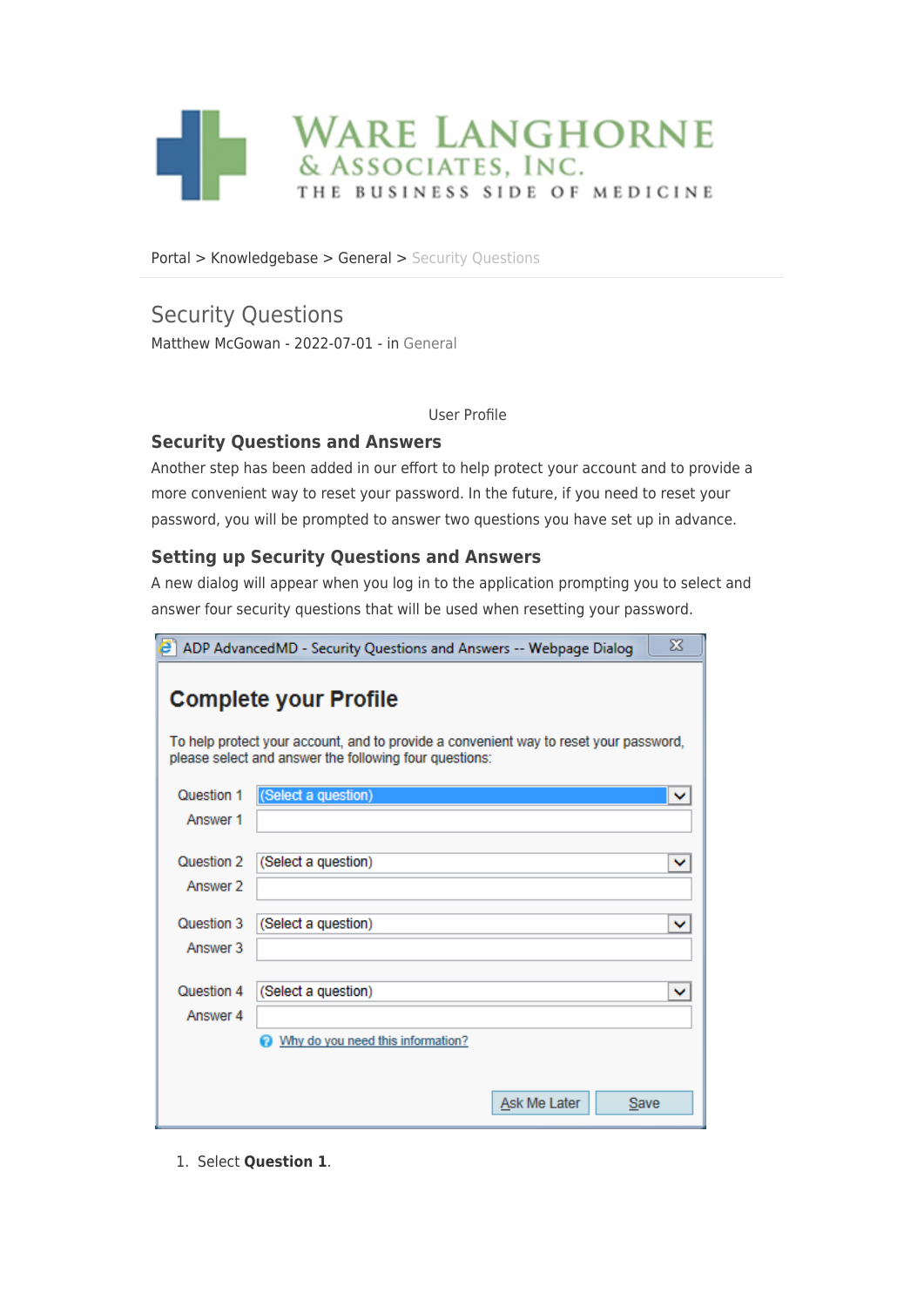Portal > Knowledgebase > General > Security Questions

# Security Questions

Matthew McGowan - 2022-07-01 - in General

User Profile

### Security Questions and Answers

Another step has been added in our effort to help protect your account and to provide a more convenient way to reset your password. In the future, if you need to reset your password, you will be prompted to answer two questions you have set up in advance.

### Setting up Security Questions and Answers

A new dialog will appear when you log in to the application prompting you to select and answer four security questions that will be used when resetting your password.

1. Select **Question 1**.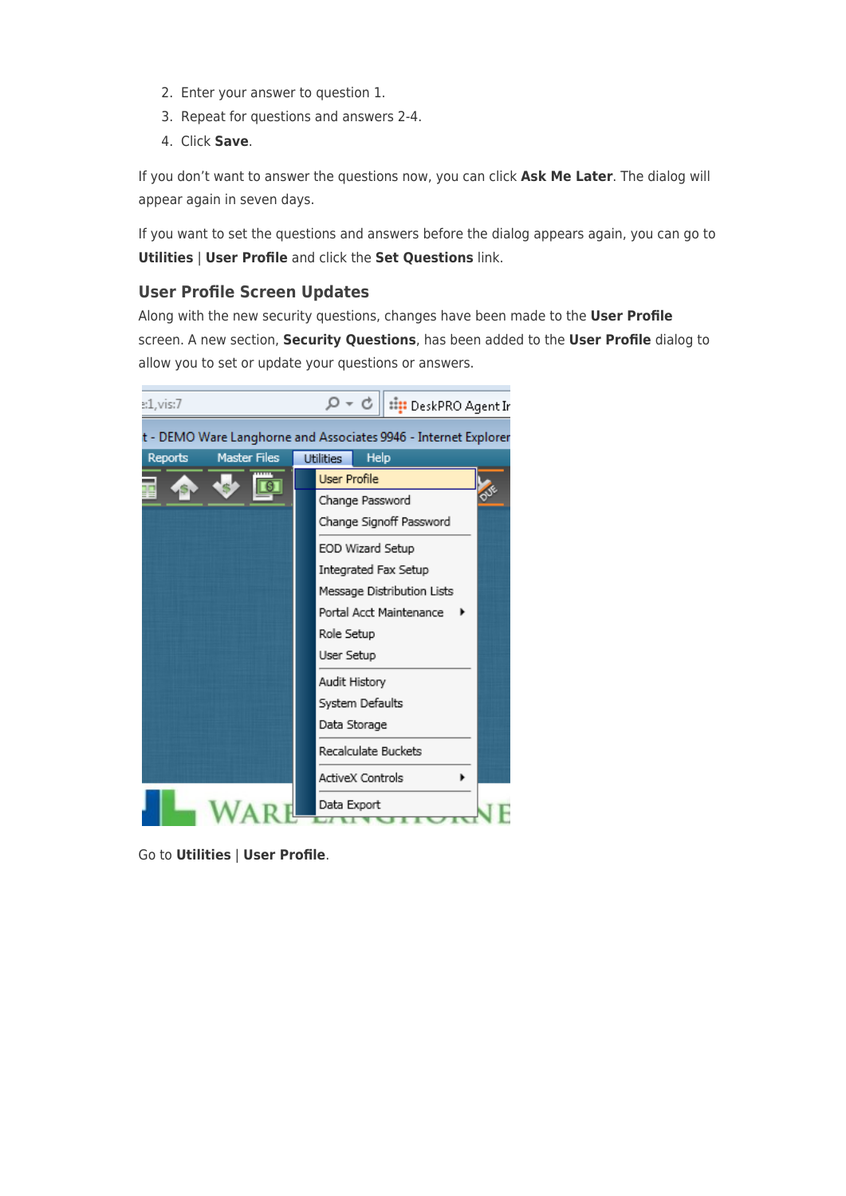2. Enter your answer to question 1.
3. Repeat for questions and answers 2-4.
4. Click **Save**.

If you don't want to answer the questions now, you can click **Ask Me Later**. The dialog will appear again in seven days.

If you want to set the questions and answers before the dialog appears again, you can go to **Utilities** | **User Profile** and click the **Set Questions** link.

### User Profile Screen Updates

Along with the new security questions, changes have been made to the **User Profile** screen. A new section, **Security Questions**, has been added to the **User Profile** dialog to allow you to set or update your questions or answers.

Go to **Utilities** | **User Profile**.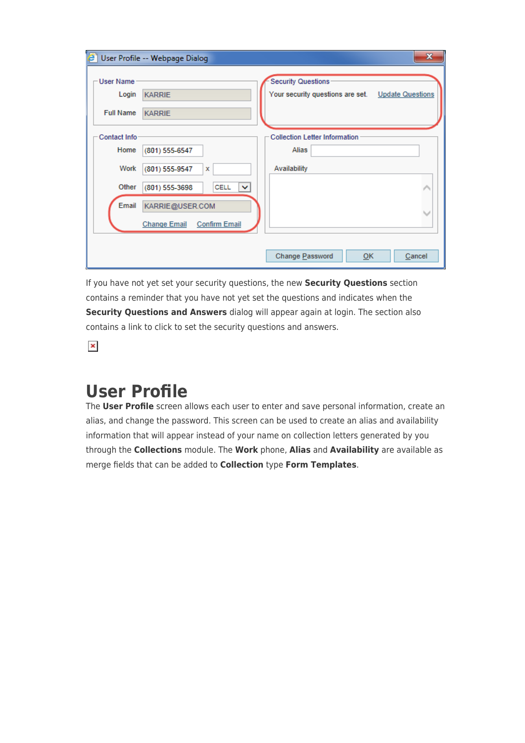If you have not yet set your security questions, the new **Security Questions** section contains a reminder that you have not yet set the questions and indicates when the **Security Questions and Answers** dialog will appear again at login. The section also contains a link to click to set the security questions and answers.

# User Profile

The **User Profile** screen allows each user to enter and save personal information, create an alias, and change the password. This screen can be used to create an alias and availability information that will appear instead of your name on collection letters generated by you through the **Collections** module. The **Work** phone, **Alias** and **Availability** are available as merge fields that can be added to **Collection** type **Form Templates**.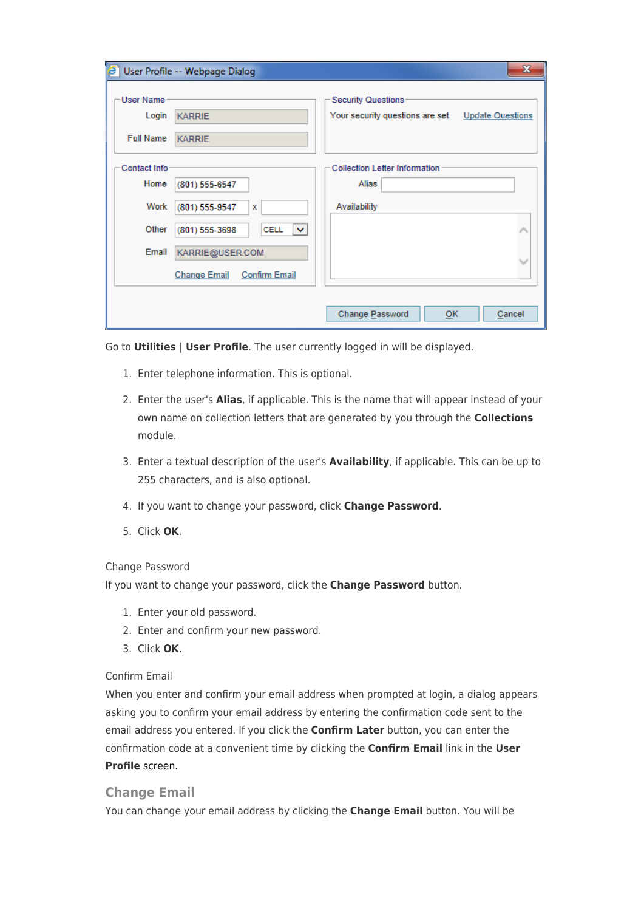Go to **Utilities** | **User Profile**. The user currently logged in will be displayed.

1. Enter telephone information. This is optional.
2. Enter the user's **Alias**, if applicable. This is the name that will appear instead of your own name on collection letters that are generated by you through the **Collections** module.
3. Enter a textual description of the user's **Availability**, if applicable. This can be up to 255 characters, and is also optional.
4. If you want to change your password, click **Change Password**.
5. Click **OK**.

Change Password

If you want to change your password, click the **Change Password** button.

1. Enter your old password.
2. Enter and confirm your new password.
3. Click **OK**.

Confirm Email

When you enter and confirm your email address when prompted at login, a dialog appears asking you to confirm your email address by entering the confirmation code sent to the email address you entered. If you click the **Confirm Later** button, you can enter the confirmation code at a convenient time by clicking the **Confirm Email** link in the **User Profile** screen.

## Change Email

You can change your email address by clicking the **Change Email** button. You will be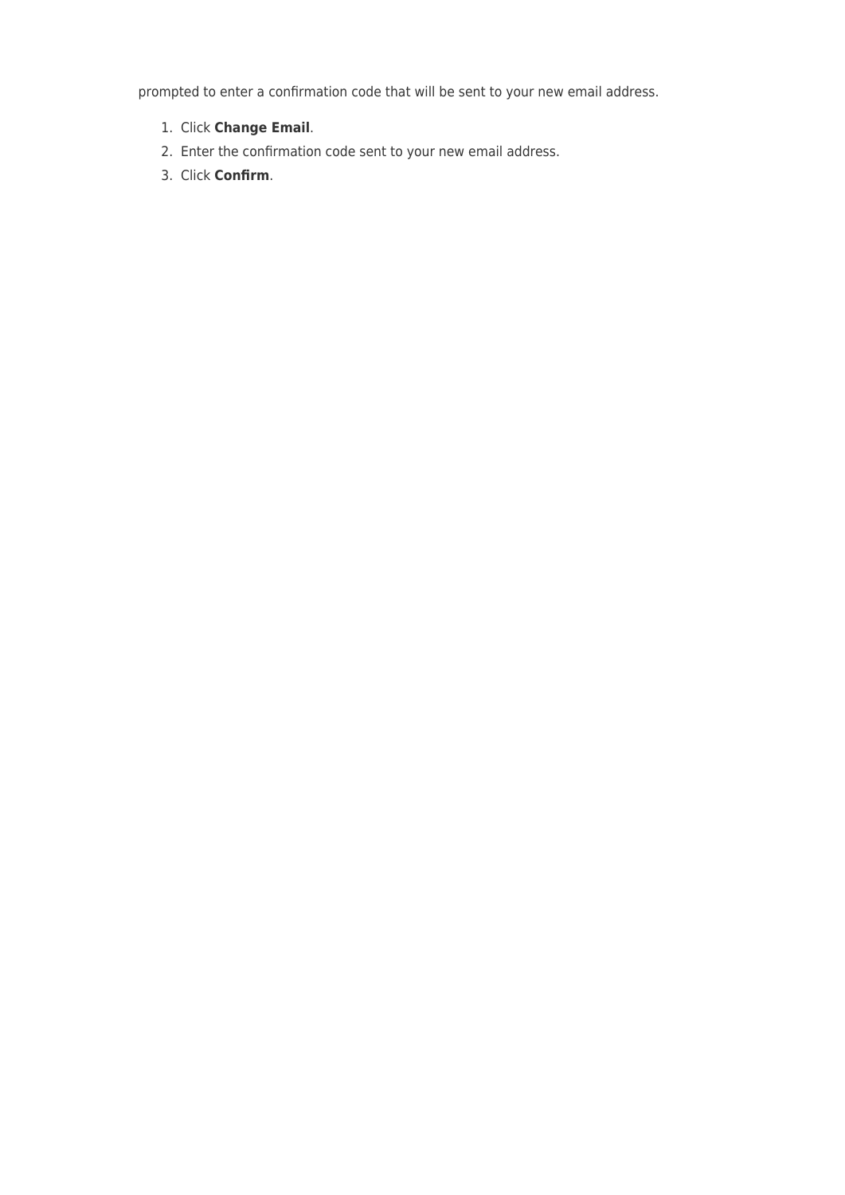prompted to enter a confirmation code that will be sent to your new email address.

1. Click **Change Email**.
2. Enter the confirmation code sent to your new email address.
3. Click **Confirm**.